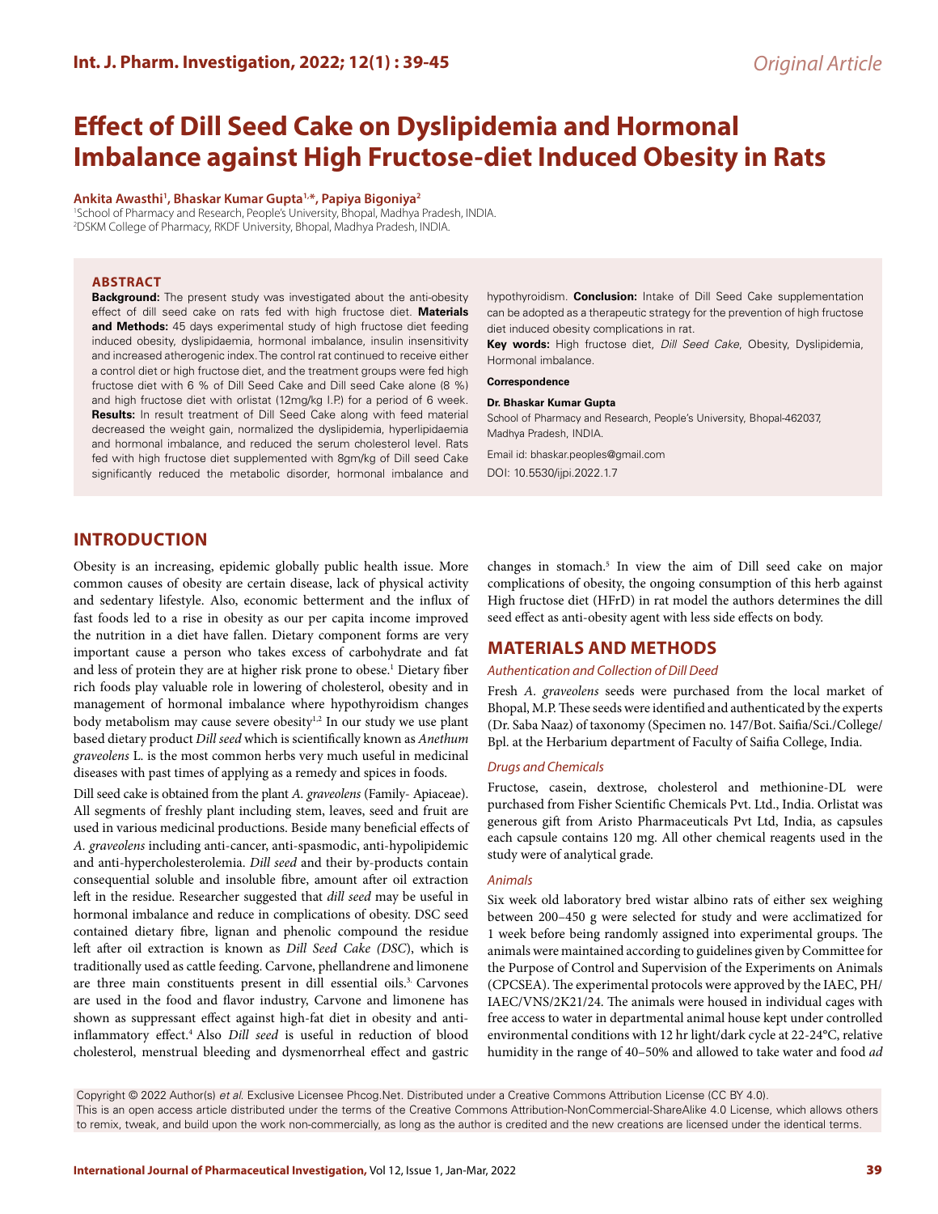Original Article

# Effect of Dill Seed Cake on Dyslipidemia and Hormonal Imbalance against High Fructose-diet Induced Obesity in Rats

**Ankita Awasthi[1], Bhaskar Kumar Gupta[1,*], Papiya Bigoniya[2]**

[1]School of Pharmacy and Research, People's University, Bhopal, Madhya Pradesh, INDIA.
[2]DSKM College of Pharmacy, RKDF University, Bhopal, Madhya Pradesh, INDIA.

## ABSTRACT

**Background:** The present study was investigated about the anti-obesity effect of dill seed cake on rats fed with high fructose diet. **Materials and Methods:** 45 days experimental study of high fructose diet feeding induced obesity, dyslipidaemia, hormonal imbalance, insulin insensitivity and increased atherogenic index. The control rat continued to receive either a control diet or high fructose diet, and the treatment groups were fed high fructose diet with 6 % of Dill Seed Cake and Dill seed Cake alone (8 %) and high fructose diet with orlistat (12mg/kg I.P.) for a period of 6 week. **Results:** In result treatment of Dill Seed Cake along with feed material decreased the weight gain, normalized the dyslipidemia, hyperlipidaemia and hormonal imbalance, and reduced the serum cholesterol level. Rats fed with high fructose diet supplemented with 8gm/kg of Dill seed Cake significantly reduced the metabolic disorder, hormonal imbalance and hypothyroidism. **Conclusion:** Intake of Dill Seed Cake supplementation can be adopted as a therapeutic strategy for the prevention of high fructose diet induced obesity complications in rat.

**Key words:** High fructose diet, *Dill Seed Cake*, Obesity, Dyslipidemia, Hormonal imbalance.

**Correspondence**

**Dr. Bhaskar Kumar Gupta**

School of Pharmacy and Research, People's University, Bhopal-462037, Madhya Pradesh, INDIA.

Email id: bhaskar.peoples@gmail.com

DOI: 10.5530/ijpi.2022.1.7

## INTRODUCTION

Obesity is an increasing, epidemic globally public health issue. More common causes of obesity are certain disease, lack of physical activity and sedentary lifestyle. Also, economic betterment and the influx of fast foods led to a rise in obesity as our per capita income improved the nutrition in a diet have fallen. Dietary component forms are very important cause a person who takes excess of carbohydrate and fat and less of protein they are at higher risk prone to obese.[1] Dietary fiber rich foods play valuable role in lowering of cholesterol, obesity and in management of hormonal imbalance where hypothyroidism changes body metabolism may cause severe obesity[1,2] In our study we use plant based dietary product *Dill seed* which is scientifically known as *Anethum graveolens* L. is the most common herbs very much useful in medicinal diseases with past times of applying as a remedy and spices in foods.

Dill seed cake is obtained from the plant *A. graveolens* (Family- Apiaceae). All segments of freshly plant including stem, leaves, seed and fruit are used in various medicinal productions. Beside many beneficial effects of *A. graveolens* including anti-cancer, anti-spasmodic, anti-hypolipidemic and anti-hypercholesterolemia. *Dill seed* and their by-products contain consequential soluble and insoluble fibre, amount after oil extraction left in the residue. Researcher suggested that *dill seed* may be useful in hormonal imbalance and reduce in complications of obesity. DSC seed contained dietary fibre, lignan and phenolic compound the residue left after oil extraction is known as *Dill Seed Cake (DSC)*, which is traditionally used as cattle feeding. Carvone, phellandrene and limonene are three main constituents present in dill essential oils.[3] Carvones are used in the food and flavor industry, Carvone and limonene has shown as suppressant effect against high-fat diet in obesity and anti-inflammatory effect.[4] Also *Dill seed* is useful in reduction of blood cholesterol, menstrual bleeding and dysmenorrheal effect and gastric changes in stomach.[5] In view the aim of Dill seed cake on major complications of obesity, the ongoing consumption of this herb against High fructose diet (HFrD) in rat model the authors determines the dill seed effect as anti-obesity agent with less side effects on body.

## MATERIALS AND METHODS

### *Authentication and Collection of Dill Deed*

Fresh *A. graveolens* seeds were purchased from the local market of Bhopal, M.P. These seeds were identified and authenticated by the experts (Dr. Saba Naaz) of taxonomy (Specimen no. 147/Bot. Saifia/Sci./College/Bpl. at the Herbarium department of Faculty of Saifia College, India.

### *Drugs and Chemicals*

Fructose, casein, dextrose, cholesterol and methionine-DL were purchased from Fisher Scientific Chemicals Pvt. Ltd., India. Orlistat was generous gift from Aristo Pharmaceuticals Pvt Ltd, India, as capsules each capsule contains 120 mg. All other chemical reagents used in the study were of analytical grade.

### *Animals*

Six week old laboratory bred wistar albino rats of either sex weighing between 200–450 g were selected for study and were acclimatized for 1 week before being randomly assigned into experimental groups. The animals were maintained according to guidelines given by Committee for the Purpose of Control and Supervision of the Experiments on Animals (CPCSEA). The experimental protocols were approved by the IAEC, PH/IAEC/VNS/2K21/24. The animals were housed in individual cages with free access to water in departmental animal house kept under controlled environmental conditions with 12 hr light/dark cycle at 22-24°C, relative humidity in the range of 40–50% and allowed to take water and food *ad*

Copyright © 2022 Author(s) *et al.* Exclusive Licensee Phcog.Net. Distributed under a Creative Commons Attribution License (CC BY 4.0).
This is an open access article distributed under the terms of the Creative Commons Attribution-NonCommercial-ShareAlike 4.0 License, which allows others to remix, tweak, and build upon the work non-commercially, as long as the author is credited and the new creations are licensed under the identical terms.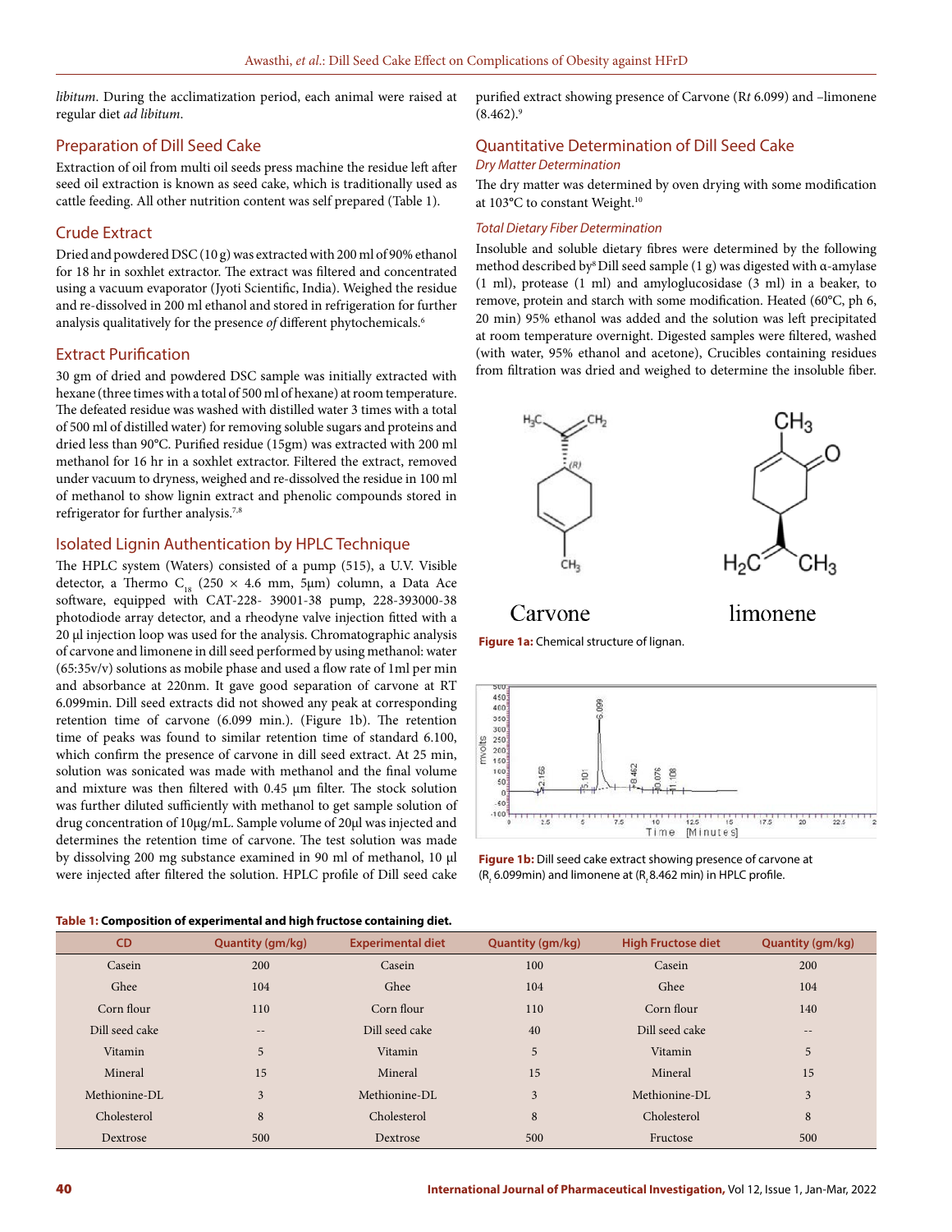*libitum*. During the acclimatization period, each animal were raised at regular diet *ad libitum*.

## Preparation of Dill Seed Cake

Extraction of oil from multi oil seeds press machine the residue left after seed oil extraction is known as seed cake, which is traditionally used as cattle feeding. All other nutrition content was self prepared (Table 1).

## Crude Extract

Dried and powdered DSC (10 g) was extracted with 200 ml of 90% ethanol for 18 hr in soxhlet extractor. The extract was filtered and concentrated using a vacuum evaporator (Jyoti Scientific, India). Weighed the residue and re-dissolved in 200 ml ethanol and stored in refrigeration for further analysis qualitatively for the presence *of* different phytochemicals.[6]

## Extract Purification

30 gm of dried and powdered DSC sample was initially extracted with hexane (three times with a total of 500 ml of hexane) at room temperature. The defeated residue was washed with distilled water 3 times with a total of 500 ml of distilled water) for removing soluble sugars and proteins and dried less than 90°C. Purified residue (15gm) was extracted with 200 ml methanol for 16 hr in a soxhlet extractor. Filtered the extract, removed under vacuum to dryness, weighed and re-dissolved the residue in 100 ml of methanol to show lignin extract and phenolic compounds stored in refrigerator for further analysis.[7,8]

## Isolated Lignin Authentication by HPLC Technique

The HPLC system (Waters) consisted of a pump (515), a U.V. Visible detector, a Thermo $C_{18}$ (250 × 4.6 mm, 5μm) column, a Data Ace software, equipped with CAT-228- 39001-38 pump, 228-393000-38 photodiode array detector, and a rheodyne valve injection fitted with a 20 μl injection loop was used for the analysis. Chromatographic analysis of carvone and limonene in dill seed performed by using methanol: water (65:35v/v) solutions as mobile phase and used a flow rate of 1ml per min and absorbance at 220nm. It gave good separation of carvone at RT 6.099min. Dill seed extracts did not showed any peak at corresponding retention time of carvone (6.099 min.). (Figure 1b). The retention time of peaks was found to similar retention time of standard 6.100, which confirm the presence of carvone in dill seed extract. At 25 min, solution was sonicated was made with methanol and the final volume and mixture was then filtered with 0.45 μm filter. The stock solution was further diluted sufficiently with methanol to get sample solution of drug concentration of 10μg/mL. Sample volume of 20μl was injected and determines the retention time of carvone. The test solution was made by dissolving 200 mg substance examined in 90 ml of methanol, 10 μl were injected after filtered the solution. HPLC profile of Dill seed cake purified extract showing presence of Carvone (R*t* 6.099) and –limonene (8.462).[9]

## Quantitative Determination of Dill Seed Cake

### *Dry Matter Determination*

The dry matter was determined by oven drying with some modification at 103°C to constant Weight.[10]

### *Total Dietary Fiber Determination*

Insoluble and soluble dietary fibres were determined by the following method described by[8] Dill seed sample (1 g) was digested with α-amylase (1 ml), protease (1 ml) and amyloglucosidase (3 ml) in a beaker, to remove, protein and starch with some modification. Heated (60°C, ph 6, 20 min) 95% ethanol was added and the solution was left precipitated at room temperature overnight. Digested samples were filtered, washed (with water, 95% ethanol and acetone), Crucibles containing residues from filtration was dried and weighed to determine the insoluble fiber.

**Figure 1a:** Chemical structure of lignan.

**Figure 1b:** Dill seed cake extract showing presence of carvone at ($R_t$ 6.099min) and limonene at ($R_t$ 8.462 min) in HPLC profile.

**Table 1: Composition of experimental and high fructose containing diet.**

| CD | Quantity (gm/kg) | Experimental diet | Quantity (gm/kg) | High Fructose diet | Quantity (gm/kg) |
|---|---|---|---|---|---|
| Casein | 200 | Casein | 100 | Casein | 200 |
| Ghee | 104 | Ghee | 104 | Ghee | 104 |
| Corn flour | 110 | Corn flour | 110 | Corn flour | 140 |
| Dill seed cake | -- | Dill seed cake | 40 | Dill seed cake | -- |
| Vitamin | 5 | Vitamin | 5 | Vitamin | 5 |
| Mineral | 15 | Mineral | 15 | Mineral | 15 |
| Methionine-DL | 3 | Methionine-DL | 3 | Methionine-DL | 3 |
| Cholesterol | 8 | Cholesterol | 8 | Cholesterol | 8 |
| Dextrose | 500 | Dextrose | 500 | Fructose | 500 |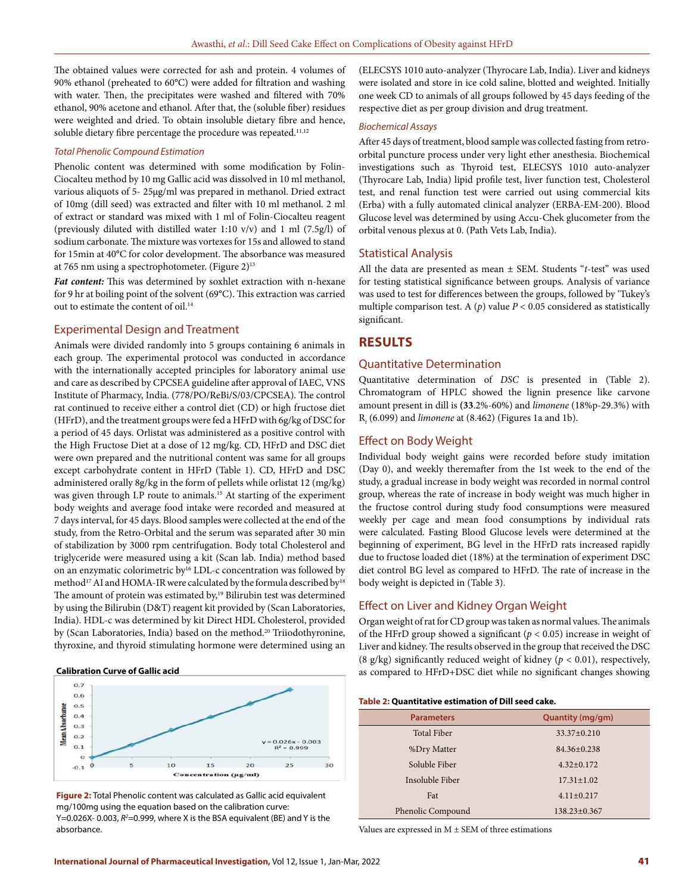The obtained values were corrected for ash and protein. 4 volumes of 90% ethanol (preheated to 60°C) were added for filtration and washing with water. Then, the precipitates were washed and filtered with 70% ethanol, 90% acetone and ethanol. After that, the (soluble fiber) residues were weighted and dried. To obtain insoluble dietary fibre and hence, soluble dietary fibre percentage the procedure was repeated.[11,12]

### *Total Phenolic Compound Estimation*

Phenolic content was determined with some modification by Folin-Ciocalteu method by 10 mg Gallic acid was dissolved in 10 ml methanol, various aliquots of 5- 25µg/ml was prepared in methanol. Dried extract of 10mg (dill seed) was extracted and filter with 10 ml methanol. 2 ml of extract or standard was mixed with 1 ml of Folin-Ciocalteu reagent (previously diluted with distilled water 1:10 v/v) and 1 ml (7.5g/l) of sodium carbonate. The mixture was vortexes for 15s and allowed to stand for 15min at 40°C for color development. The absorbance was measured at 765 nm using a spectrophotometer. (Figure 2)[13]

***Fat content:*** This was determined by soxhlet extraction with n-hexane for 9 hr at boiling point of the solvent (69°C). This extraction was carried out to estimate the content of oil.[14]

## Experimental Design and Treatment

Animals were divided randomly into 5 groups containing 6 animals in each group. The experimental protocol was conducted in accordance with the internationally accepted principles for laboratory animal use and care as described by CPCSEA guideline after approval of IAEC, VNS Institute of Pharmacy, India. (778/PO/ReBi/S/03/CPCSEA). The control rat continued to receive either a control diet (CD) or high fructose diet (HFrD), and the treatment groups were fed a HFrD with 6g/kg of DSC for a period of 45 days. Orlistat was administered as a positive control with the High Fructose Diet at a dose of 12 mg/kg. CD, HFrD and DSC diet were own prepared and the nutritional content was same for all groups except carbohydrate content in HFrD (Table 1). CD, HFrD and DSC administered orally 8g/kg in the form of pellets while orlistat 12 (mg/kg) was given through I.P route to animals.[15] At starting of the experiment body weights and average food intake were recorded and measured at 7 days interval, for 45 days. Blood samples were collected at the end of the study, from the Retro-Orbital and the serum was separated after 30 min of stabilization by 3000 rpm centrifugation. Body total Cholesterol and triglyceride were measured using a kit (Scan lab. India) method based on an enzymatic colorimetric by[16] LDL-c concentration was followed by method[17] AI and HOMA-IR were calculated by the formula described by[18] The amount of protein was estimated by,[19] Bilirubin test was determined by using the Bilirubin (D&T) reagent kit provided by (Scan Laboratories, India). HDL-c was determined by kit Direct HDL Cholesterol, provided by (Scan Laboratories, India) based on the method.[20] Triiodothyronine, thyroxine, and thyroid stimulating hormone were determined using an (ELECSYS 1010 auto-analyzer (Thyrocare Lab, India). Liver and kidneys were isolated and store in ice cold saline, blotted and weighted. Initially one week CD to animals of all groups followed by 45 days feeding of the respective diet as per group division and drug treatment.

Figure 2: Total Phenolic content was calculated as Gallic acid equivalent mg/100mg using the equation based on the calibration curve: Y=0.026X- 0.003, $R^2$=0.999, where X is the BSA equivalent (BE) and Y is the absorbance.

### *Biochemical Assays*

After 45 days of treatment, blood sample was collected fasting from retro-orbital puncture process under very light ether anesthesia. Biochemical investigations such as Thyroid test, ELECSYS 1010 auto-analyzer (Thyrocare Lab, India) lipid profile test, liver function test, Cholesterol test, and renal function test were carried out using commercial kits (Erba) with a fully automated clinical analyzer (ERBA-EM-200). Blood Glucose level was determined by using Accu-Chek glucometer from the orbital venous plexus at 0. (Path Vets Lab, India).

## Statistical Analysis

All the data are presented as mean ± SEM. Students "*t*-test" was used for testing statistical significance between groups. Analysis of variance was used to test for differences between the groups, followed by 'Tukey's multiple comparison test. A (*p*) value $P < 0.05$ considered as statistically significant.

# RESULTS

## Quantitative Determination

Quantitative determination of *DSC* is presented in (Table 2). Chromatogram of HPLC showed the lignin presence like carvone amount present in dill is (**33**.2%-60%) and *limonene* (18%p-29.3%) with $R_t$ (6.099) and *limonene* at (8.462) (Figures 1a and 1b).

## Effect on Body Weight

Individual body weight gains were recorded before study imitation (Day 0), and weekly theremafter from the 1st week to the end of the study, a gradual increase in body weight was recorded in normal control group, whereas the rate of increase in body weight was much higher in the fructose control during study food consumptions were measured weekly per cage and mean food consumptions by individual rats were calculated. Fasting Blood Glucose levels were determined at the beginning of experiment, BG level in the HFrD rats increased rapidly due to fructose loaded diet (18%) at the termination of experiment DSC diet control BG level as compared to HFrD. The rate of increase in the body weight is depicted in (Table 3).

## Effect on Liver and Kidney Organ Weight

Organ weight of rat for CD group was taken as normal values. The animals of the HFrD group showed a significant ($p < 0.05$) increase in weight of Liver and kidney. The results observed in the group that received the DSC (8 g/kg) significantly reduced weight of kidney ($p < 0.01$), respectively, as compared to HFrD+DSC diet while no significant changes showing

**Table 2: Quantitative estimation of Dill seed cake.**

| Parameters | Quantity (mg/gm) |
|---|---|
| Total Fiber | 33.37±0.210 |
| %Dry Matter | 84.36±0.238 |
| Soluble Fiber | 4.32±0.172 |
| Insoluble Fiber | 17.31±1.02 |
| Fat | 4.11±0.217 |
| Phenolic Compound | 138.23±0.367 |

Values are expressed in M ± SEM of three estimations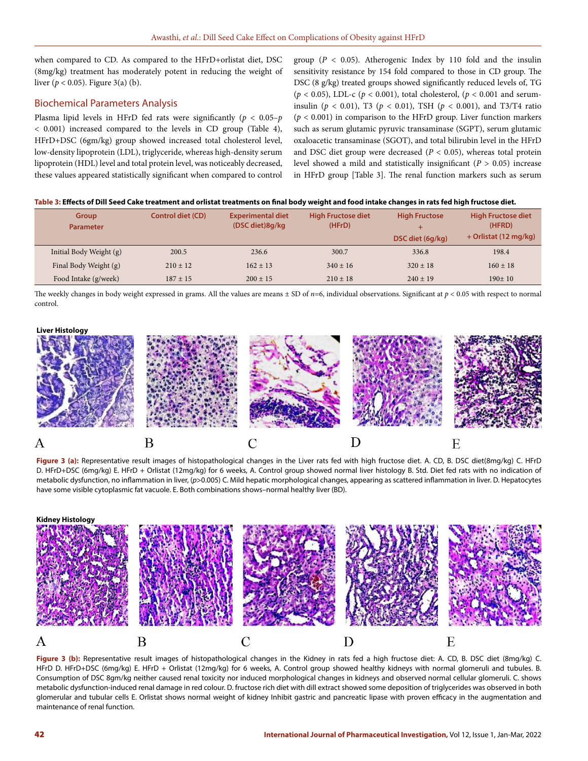when compared to CD. As compared to the HFrD+orlistat diet, DSC (8mg/kg) treatment has moderately potent in reducing the weight of liver ($p < 0.05$). Figure 3(a) (b).

## Biochemical Parameters Analysis

Plasma lipid levels in HFrD fed rats were significantly ($p < 0.05$–$p < 0.001$) increased compared to the levels in CD group (Table 4), HFrD+DSC (6gm/kg) group showed increased total cholesterol level, low-density lipoprotein (LDL), triglyceride, whereas high-density serum lipoprotein (HDL) level and total protein level, was noticeably decreased, these values appeared statistically significant when compared to control group ($P < 0.05$). Atherogenic Index by 110 fold and the insulin sensitivity resistance by 154 fold compared to those in CD group. The DSC (8 g/kg) treated groups showed significantly reduced levels of, TG ($p < 0.05$), LDL-c ($p < 0.001$), total cholesterol, ($p < 0.001$ and serum-insulin ($p < 0.01$), T3 ($p < 0.01$), TSH ($p < 0.001$), and T3/T4 ratio ($p < 0.001$) in comparison to the HFrD group. Liver function markers such as serum glutamic pyruvic transaminase (SGPT), serum glutamic oxaloacetic transaminase (SGOT), and total bilirubin level in the HFrD and DSC diet group were decreased ($P < 0.05$), whereas total protein level showed a mild and statistically insignificant ($P > 0.05$) increase in HFrD group [Table 3]. The renal function markers such as serum

**Table 3: Effects of Dill Seed Cake treatment and orlistat treatments on final body weight and food intake changes in rats fed high fructose diet.**

| Group Parameter | Control diet (CD) | Experimental diet (DSC diet)8g/kg | High Fructose diet (HFrD) | High Fructose + DSC diet (6g/kg) | High Fructose diet (HFRD) + Orlistat (12 mg/kg) |
|---|---|---|---|---|---|
| Initial Body Weight (g) | 200.5 | 236.6 | 300.7 | 336.8 | 198.4 |
| Final Body Weight (g) | 210 ± 12 | 162 ± 13 | 340 ± 16 | 320 ± 18 | 160 ± 18 |
| Food Intake (g/week) | 187 ± 15 | 200 ± 15 | 210 ± 18 | 240 ± 19 | 190± 10 |

The weekly changes in body weight expressed in grams. All the values are means ± SD of $n$=6, individual observations. Significant at $p < 0.05$ with respect to normal control.

**Liver Histology**

A B C D E

**Figure 3 (a):** Representative result images of histopathological changes in the Liver rats fed with high fructose diet. A. CD, B. DSC diet(8mg/kg) C. HFrD D. HFrD+DSC (6mg/kg) E. HFrD + Orlistat (12mg/kg) for 6 weeks, A. Control group showed normal liver histology B. Std. Diet fed rats with no indication of metabolic dysfunction, no inflammation in liver, ($p$>0.005) C. Mild hepatic morphological changes, appearing as scattered inflammation in liver. D. Hepatocytes have some visible cytoplasmic fat vacuole. E. Both combinations shows–normal healthy liver (BD).

**Kidney Histology**

A B C D E

**Figure 3 (b):** Representative result images of histopathological changes in the Kidney in rats fed a high fructose diet: A. CD, B. DSC diet (8mg/kg) C. HFrD D. HFrD+DSC (6mg/kg) E. HFrD + Orlistat (12mg/kg) for 6 weeks, A. Control group showed healthy kidneys with normal glomeruli and tubules. B. Consumption of DSC 8gm/kg neither caused renal toxicity nor induced morphological changes in kidneys and observed normal cellular glomeruli. C. shows metabolic dysfunction-induced renal damage in red colour. D. fructose rich diet with dill extract showed some deposition of triglycerides was observed in both glomerular and tubular cells E. Orlistat shows normal weight of kidney Inhibit gastric and pancreatic lipase with proven efficacy in the augmentation and maintenance of renal function.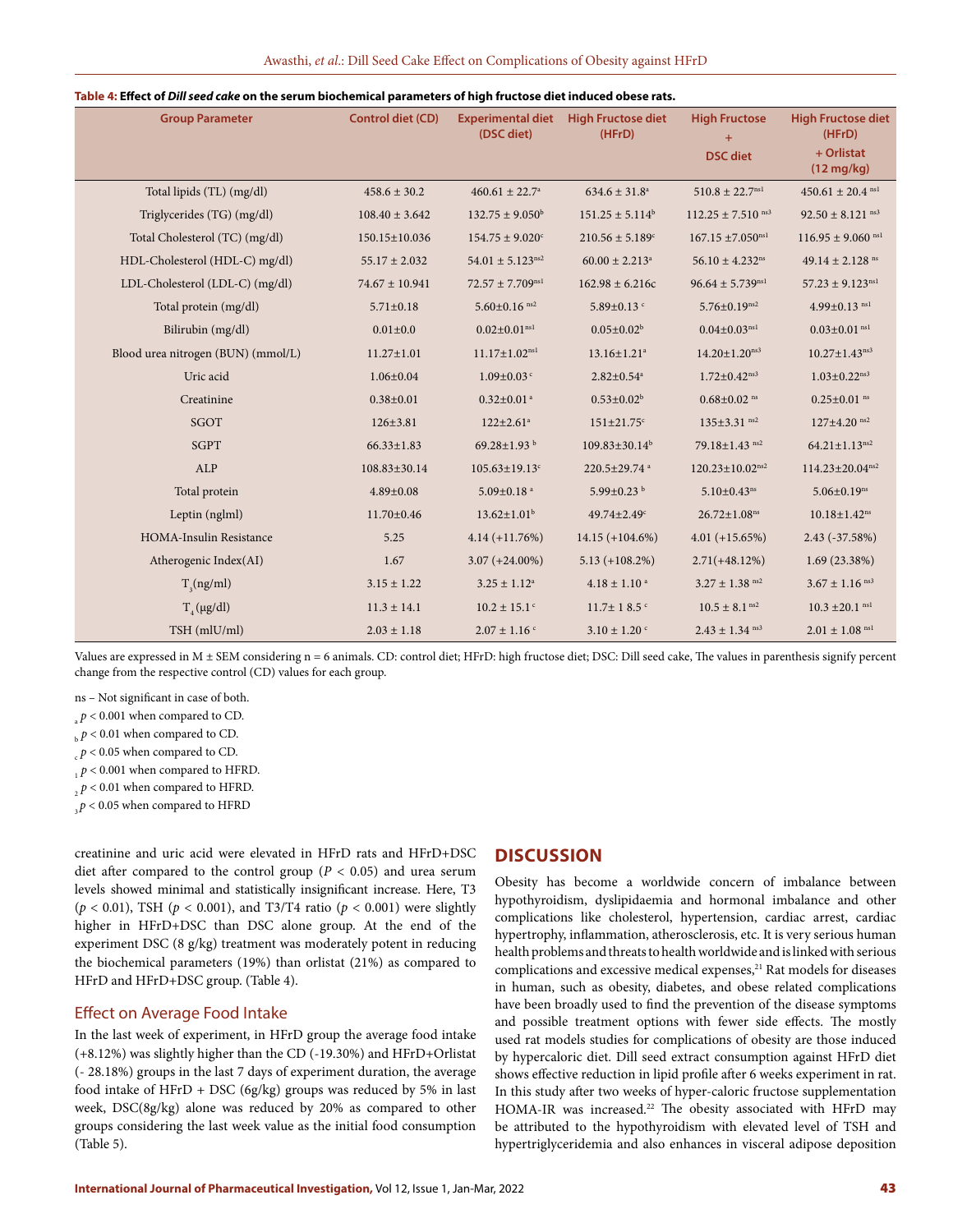**Table 4: Effect of *Dill seed cake* on the serum biochemical parameters of high fructose diet induced obese rats.**

| Group Parameter | Control diet (CD) | Experimental diet (DSC diet) | High Fructose diet (HFrD) | High Fructose + DSC diet | High Fructose diet (HFrD) + Orlistat (12 mg/kg) |
|---|---|---|---|---|---|
| Total lipids (TL) (mg/dl) | 458.6 ± 30.2 | 460.61 ± 22.7[a] | 634.6 ± 31.8[a] | 510.8 ± 22.7[ns1] | 450.61 ± 20.4 [ns1] |
| Triglycerides (TG) (mg/dl) | 108.40 ± 3.642 | 132.75 ± 9.050[b] | 151.25 ± 5.114[b] | 112.25 ± 7.510 [ns3] | 92.50 ± 8.121 [ns3] |
| Total Cholesterol (TC) (mg/dl) | 150.15±10.036 | 154.75 ± 9.020[c] | 210.56 ± 5.189[c] | 167.15 ±7.050[ns1] | 116.95 ± 9.060 [ns1] |
| HDL-Cholesterol (HDL-C) mg/dl) | 55.17 ± 2.032 | 54.01 ± 5.123[ns2] | 60.00 ± 2.213[a] | 56.10 ± 4.232[ns] | 49.14 ± 2.128 [ns] |
| LDL-Cholesterol (LDL-C) (mg/dl) | 74.67 ± 10.941 | 72.57 ± 7.709[ns1] | 162.98 ± 6.216c | 96.64 ± 5.739[ns1] | 57.23 ± 9.123[ns1] |
| Total protein (mg/dl) | 5.71±0.18 | 5.60±0.16 [ns2] | 5.89±0.13 [c] | 5.76±0.19[ns2] | 4.99±0.13 [ns1] |
| Bilirubin (mg/dl) | 0.01±0.0 | 0.02±0.01[ns1] | 0.05±0.02[b] | 0.04±0.03[ns1] | 0.03±0.01 [ns1] |
| Blood urea nitrogen (BUN) (mmol/L) | 11.27±1.01 | 11.17±1.02[ns1] | 13.16±1.21[a] | 14.20±1.20[ns3] | 10.27±1.43[ns3] |
| Uric acid | 1.06±0.04 | 1.09±0.03 [c] | 2.82±0.54[a] | 1.72±0.42[ns3] | 1.03±0.22[ns3] |
| Creatinine | 0.38±0.01 | 0.32±0.01 [a] | 0.53±0.02[b] | 0.68±0.02 [ns] | 0.25±0.01 [ns] |
| SGOT | 126±3.81 | 122±2.61[a] | 151±21.75[c] | 135±3.31 [ns2] | 127±4.20 [ns2] |
| SGPT | 66.33±1.83 | 69.28±1.93 [b] | 109.83±30.14[b] | 79.18±1.43 [ns2] | 64.21±1.13[ns2] |
| ALP | 108.83±30.14 | 105.63±19.13[c] | 220.5±29.74 [a] | 120.23±10.02[ns2] | 114.23±20.04[ns2] |
| Total protein | 4.89±0.08 | 5.09±0.18 [a] | 5.99±0.23 [b] | 5.10±0.43[ns] | 5.06±0.19[ns] |
| Leptin (nglml) | 11.70±0.46 | 13.62±1.01[b] | 49.74±2.49[c] | 26.72±1.08[ns] | 10.18±1.42[ns] |
| HOMA-Insulin Resistance | 5.25 | 4.14 (+11.76%) | 14.15 (+104.6%) | 4.01 (+15.65%) | 2.43 (-37.58%) |
| Atherogenic Index(AI) | 1.67 | 3.07 (+24.00%) | 5.13 (+108.2%) | 2.71(+48.12%) | 1.69 (23.38%) |
| $T_3$(ng/ml) | 3.15 ± 1.22 | 3.25 ± 1.12[a] | 4.18 ± 1.10 [a] | 3.27 ± 1.38 [ns2] | 3.67 ± 1.16 [ns3] |
| $T_4$ (μg/dl) | 11.3 ± 14.1 | 10.2 ± 15.1 [c] | 11.7± 1 8.5 [c] | 10.5 ± 8.1 [ns2] | 10.3 ±20.1 [ns1] |
| TSH (mlU/ml) | 2.03 ± 1.18 | 2.07 ± 1.16 [c] | 3.10 ± 1.20 [c] | 2.43 ± 1.34 [ns3] | 2.01 ± 1.08 [ns1] |

Values are expressed in M ± SEM considering n = 6 animals. CD: control diet; HFrD: high fructose diet; DSC: Dill seed cake, The values in parenthesis signify percent change from the respective control (CD) values for each group.

ns – Not significant in case of both.
[a] $p < 0.001$ when compared to CD.
[b] $p < 0.01$ when compared to CD.
[c] $p < 0.05$ when compared to CD.
[1] $p < 0.001$ when compared to HFRD.
[2] $p < 0.01$ when compared to HFRD.
[3] $p < 0.05$ when compared to HFRD

creatinine and uric acid were elevated in HFrD rats and HFrD+DSC diet after compared to the control group ($P < 0.05$) and urea serum levels showed minimal and statistically insignificant increase. Here, T3 ($p < 0.01$), TSH ($p < 0.001$), and T3/T4 ratio ($p < 0.001$) were slightly higher in HFrD+DSC than DSC alone group. At the end of the experiment DSC (8 g/kg) treatment was moderately potent in reducing the biochemical parameters (19%) than orlistat (21%) as compared to HFrD and HFrD+DSC group. (Table 4).

## Effect on Average Food Intake

In the last week of experiment, in HFrD group the average food intake (+8.12%) was slightly higher than the CD (-19.30%) and HFrD+Orlistat (- 28.18%) groups in the last 7 days of experiment duration, the average food intake of HFrD + DSC (6g/kg) groups was reduced by 5% in last week, DSC(8g/kg) alone was reduced by 20% as compared to other groups considering the last week value as the initial food consumption (Table 5).

## DISCUSSION

Obesity has become a worldwide concern of imbalance between hypothyroidism, dyslipidaemia and hormonal imbalance and other complications like cholesterol, hypertension, cardiac arrest, cardiac hypertrophy, inflammation, atherosclerosis, etc. It is very serious human health problems and threats to health worldwide and is linked with serious complications and excessive medical expenses,[21] Rat models for diseases in human, such as obesity, diabetes, and obese related complications have been broadly used to find the prevention of the disease symptoms and possible treatment options with fewer side effects. The mostly used rat models studies for complications of obesity are those induced by hypercaloric diet. Dill seed extract consumption against HFrD diet shows effective reduction in lipid profile after 6 weeks experiment in rat. In this study after two weeks of hyper-caloric fructose supplementation HOMA-IR was increased.[22] The obesity associated with HFrD may be attributed to the hypothyroidism with elevated level of TSH and hypertriglyceridemia and also enhances in visceral adipose deposition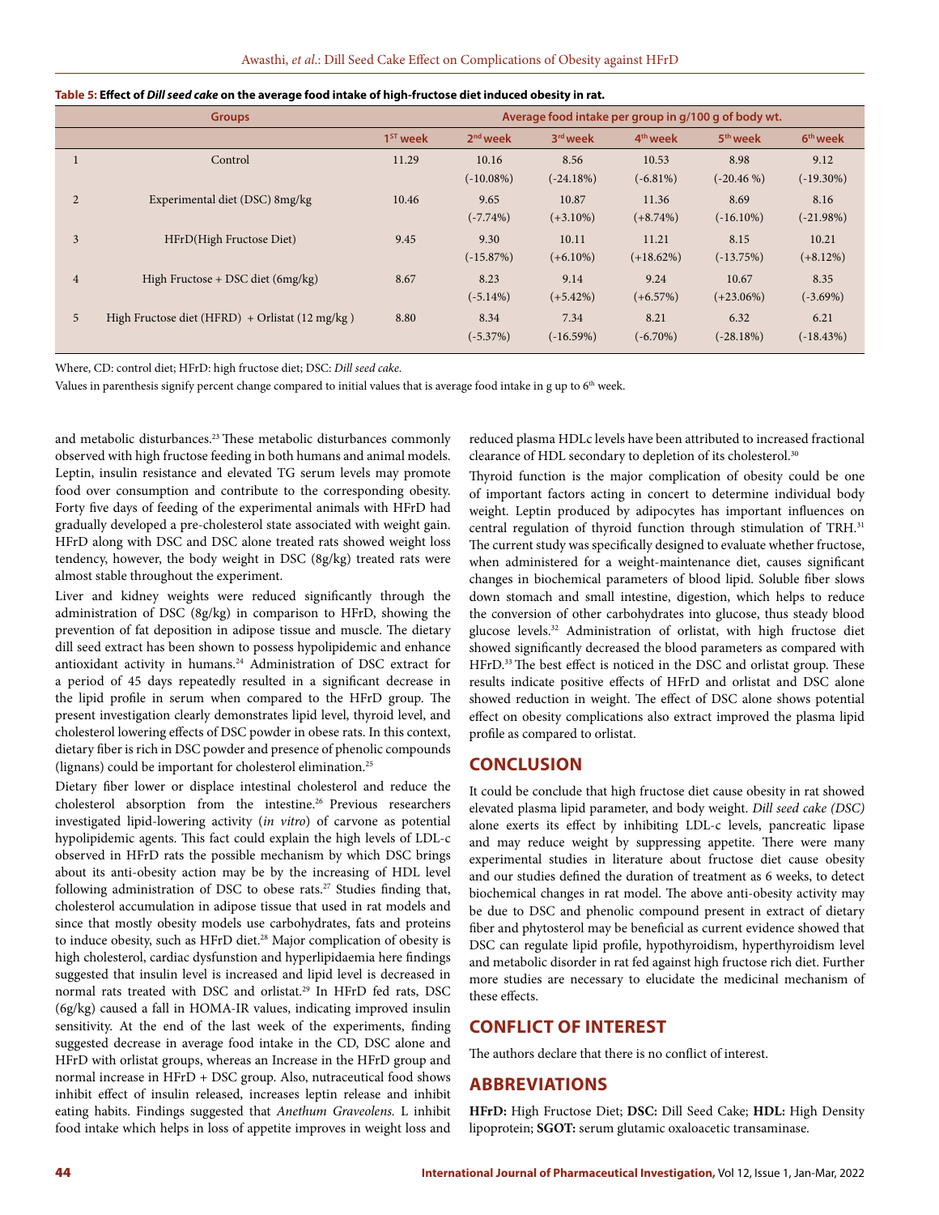**Table 5: Effect of *Dill seed cake* on the average food intake of high-fructose diet induced obesity in rat.**

| | Groups | Average food intake per group in g/100 g of body wt. | | | | | |
|---|---|---|---|---|---|---|---|
| | | 1ST week | 2nd week | 3rd week | 4th week | 5th week | 6th week |
| 1 | Control | 11.29 | 10.16 (-10.08%) | 8.56 (-24.18%) | 10.53 (-6.81%) | 8.98 (-20.46 %) | 9.12 (-19.30%) |
| 2 | Experimental diet (DSC) 8mg/kg | 10.46 | 9.65 (-7.74%) | 10.87 (+3.10%) | 11.36 (+8.74%) | 8.69 (-16.10%) | 8.16 (-21.98%) |
| 3 | HFrD(High Fructose Diet) | 9.45 | 9.30 (-15.87%) | 10.11 (+6.10%) | 11.21 (+18.62%) | 8.15 (-13.75%) | 10.21 (+8.12%) |
| 4 | High Fructose + DSC diet (6mg/kg) | 8.67 | 8.23 (-5.14%) | 9.14 (+5.42%) | 9.24 (+6.57%) | 10.67 (+23.06%) | 8.35 (-3.69%) |
| 5 | High Fructose diet (HFRD) + Orlistat (12 mg/kg ) | 8.80 | 8.34 (-5.37%) | 7.34 (-16.59%) | 8.21 (-6.70%) | 6.32 (-28.18%) | 6.21 (-18.43%) |

Where, CD: control diet; HFrD: high fructose diet; DSC: *Dill seed cake*.

Values in parenthesis signify percent change compared to initial values that is average food intake in g up to 6th week.

and metabolic disturbances.[23] These metabolic disturbances commonly observed with high fructose feeding in both humans and animal models. Leptin, insulin resistance and elevated TG serum levels may promote food over consumption and contribute to the corresponding obesity. Forty five days of feeding of the experimental animals with HFrD had gradually developed a pre-cholesterol state associated with weight gain. HFrD along with DSC and DSC alone treated rats showed weight loss tendency, however, the body weight in DSC (8g/kg) treated rats were almost stable throughout the experiment.

Liver and kidney weights were reduced significantly through the administration of DSC (8g/kg) in comparison to HFrD, showing the prevention of fat deposition in adipose tissue and muscle. The dietary dill seed extract has been shown to possess hypolipidemic and enhance antioxidant activity in humans.[24] Administration of DSC extract for a period of 45 days repeatedly resulted in a significant decrease in the lipid profile in serum when compared to the HFrD group. The present investigation clearly demonstrates lipid level, thyroid level, and cholesterol lowering effects of DSC powder in obese rats. In this context, dietary fiber is rich in DSC powder and presence of phenolic compounds (lignans) could be important for cholesterol elimination.[25]

Dietary fiber lower or displace intestinal cholesterol and reduce the cholesterol absorption from the intestine.[26] Previous researchers investigated lipid-lowering activity (*in vitro*) of carvone as potential hypolipidemic agents. This fact could explain the high levels of LDL-c observed in HFrD rats the possible mechanism by which DSC brings about its anti-obesity action may be by the increasing of HDL level following administration of DSC to obese rats.[27] Studies finding that, cholesterol accumulation in adipose tissue that used in rat models and since that mostly obesity models use carbohydrates, fats and proteins to induce obesity, such as HFrD diet.[28] Major complication of obesity is high cholesterol, cardiac dysfunction and hyperlipidaemia here findings suggested that insulin level is increased and lipid level is decreased in normal rats treated with DSC and orlistat.[29] In HFrD fed rats, DSC (6g/kg) caused a fall in HOMA-IR values, indicating improved insulin sensitivity. At the end of the last week of the experiments, finding suggested decrease in average food intake in the CD, DSC alone and HFrD with orlistat groups, whereas an Increase in the HFrD group and normal increase in HFrD + DSC group. Also, nutraceutical food shows inhibit effect of insulin released, increases leptin release and inhibit eating habits. Findings suggested that *Anethum Graveolens.* L inhibit food intake which helps in loss of appetite improves in weight loss and reduced plasma HDLc levels have been attributed to increased fractional clearance of HDL secondary to depletion of its cholesterol.[30]

Thyroid function is the major complication of obesity could be one of important factors acting in concert to determine individual body weight. Leptin produced by adipocytes has important influences on central regulation of thyroid function through stimulation of TRH.[31] The current study was specifically designed to evaluate whether fructose, when administered for a weight-maintenance diet, causes significant changes in biochemical parameters of blood lipid. Soluble fiber slows down stomach and small intestine, digestion, which helps to reduce the conversion of other carbohydrates into glucose, thus steady blood glucose levels.[32] Administration of orlistat, with high fructose diet showed significantly decreased the blood parameters as compared with HFrD.[33] The best effect is noticed in the DSC and orlistat group. These results indicate positive effects of HFrD and orlistat and DSC alone showed reduction in weight. The effect of DSC alone shows potential effect on obesity complications also extract improved the plasma lipid profile as compared to orlistat.

## CONCLUSION

It could be conclude that high fructose diet cause obesity in rat showed elevated plasma lipid parameter, and body weight. *Dill seed cake (DSC)* alone exerts its effect by inhibiting LDL-c levels, pancreatic lipase and may reduce weight by suppressing appetite. There were many experimental studies in literature about fructose diet cause obesity and our studies defined the duration of treatment as 6 weeks, to detect biochemical changes in rat model. The above anti-obesity activity may be due to DSC and phenolic compound present in extract of dietary fiber and phytosterol may be beneficial as current evidence showed that DSC can regulate lipid profile, hypothyroidism, hyperthyroidism level and metabolic disorder in rat fed against high fructose rich diet. Further more studies are necessary to elucidate the medicinal mechanism of these effects.

## CONFLICT OF INTEREST

The authors declare that there is no conflict of interest.

## ABBREVIATIONS

**HFrD:** High Fructose Diet; **DSC:** Dill Seed Cake; **HDL:** High Density lipoprotein; **SGOT:** serum glutamic oxaloacetic transaminase.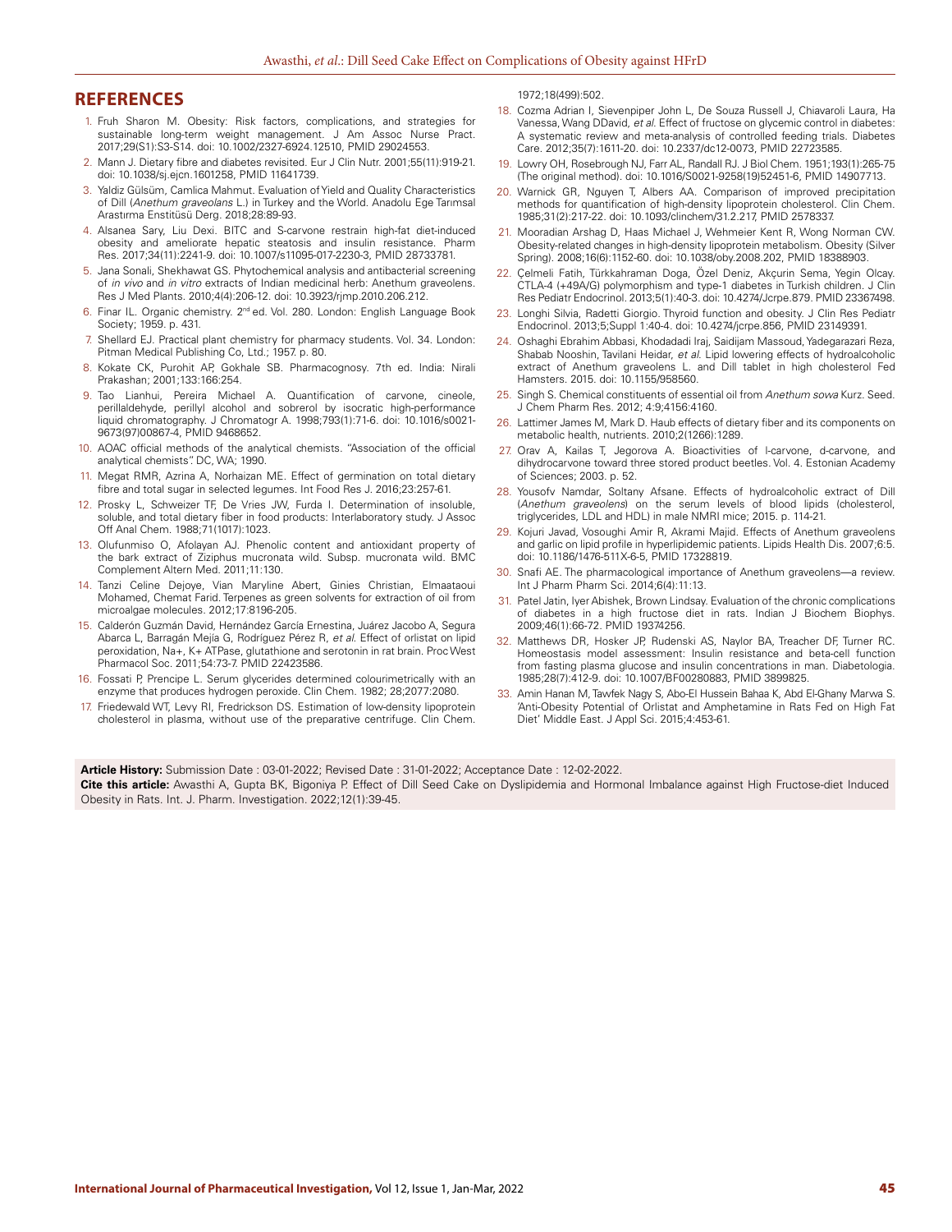## REFERENCES

1. Fruh Sharon M. Obesity: Risk factors, complications, and strategies for sustainable long-term weight management. J Am Assoc Nurse Pract. 2017;29(S1):S3-S14. doi: 10.1002/2327-6924.12510, PMID 29024553.
2. Mann J. Dietary fibre and diabetes revisited. Eur J Clin Nutr. 2001;55(11):919-21. doi: 10.1038/sj.ejcn.1601258, PMID 11641739.
3. Yaldiz Gülsüm, Camlica Mahmut. Evaluation of Yield and Quality Characteristics of Dill (*Anethum graveolans* L.) in Turkey and the World. Anadolu Ege Tarımsal Arastırma Enstitüsü Derg. 2018;28:89-93.
4. Alsanea Sary, Liu Dexi. BITC and S-carvone restrain high-fat diet-induced obesity and ameliorate hepatic steatosis and insulin resistance. Pharm Res. 2017;34(11):2241-9. doi: 10.1007/s11095-017-2230-3, PMID 28733781.
5. Jana Sonali, Shekhawat GS. Phytochemical analysis and antibacterial screening of *in vivo* and *in vitro* extracts of Indian medicinal herb: Anethum graveolens. Res J Med Plants. 2010;4(4):206-12. doi: 10.3923/rjmp.2010.206.212.
6. Finar IL. Organic chemistry. 2nd ed. Vol. 280. London: English Language Book Society; 1959. p. 431.
7. Shellard EJ. Practical plant chemistry for pharmacy students. Vol. 34. London: Pitman Medical Publishing Co, Ltd.; 1957. p. 80.
8. Kokate CK, Purohit AP, Gokhale SB. Pharmacognosy. 7th ed. India: Nirali Prakashan; 2001;133:166:254.
9. Tao Lianhui, Pereira Michael A. Quantification of carvone, cineole, perillaldehyde, perillyl alcohol and sobrerol by isocratic high-performance liquid chromatography. J Chromatogr A. 1998;793(1):71-6. doi: 10.1016/s0021-9673(97)00867-4, PMID 9468652.
10. AOAC official methods of the analytical chemists. "Association of the official analytical chemists". DC, WA; 1990.
11. Megat RMR, Azrina A, Norhaizan ME. Effect of germination on total dietary fibre and total sugar in selected legumes. Int Food Res J. 2016;23:257-61.
12. Prosky L, Schweizer TF, De Vries JW, Furda I. Determination of insoluble, soluble, and total dietary fiber in food products: Interlaboratory study. J Assoc Off Anal Chem. 1988;71(1017):1023.
13. Olufunmiso O, Afolayan AJ. Phenolic content and antioxidant property of the bark extract of Ziziphus mucronata wild. Subsp. mucronata wild. BMC Complement Altern Med. 2011;11:130.
14. Tanzi Celine Dejoye, Vian Maryline Abert, Ginies Christian, Elmaataoui Mohamed, Chemat Farid. Terpenes as green solvents for extraction of oil from microalgae molecules. 2012;17:8196-205.
15. Calderón Guzmán David, Hernández García Ernestina, Juárez Jacobo A, Segura Abarca L, Barragán Mejía G, Rodríguez Pérez R, *et al.* Effect of orlistat on lipid peroxidation, Na+, K+ ATPase, glutathione and serotonin in rat brain. Proc West Pharmacol Soc. 2011;54:73-7. PMID 22423586.
16. Fossati P, Prencipe L. Serum glycerides determined colourimetrically with an enzyme that produces hydrogen peroxide. Clin Chem. 1982; 28;2077:2080.
17. Friedewald WT, Levy RI, Fredrickson DS. Estimation of low-density lipoprotein cholesterol in plasma, without use of the preparative centrifuge. Clin Chem. 1972;18(499):502.
18. Cozma Adrian I, Sievenpiper John L, De Souza Russell J, Chiavaroli Laura, Ha Vanessa, Wang DDavid, *et al.* Effect of fructose on glycemic control in diabetes: A systematic review and meta-analysis of controlled feeding trials. Diabetes Care. 2012;35(7):1611-20. doi: 10.2337/dc12-0073, PMID 22723585.
19. Lowry OH, Rosebrough NJ, Farr AL, Randall RJ. J Biol Chem. 1951;193(1):265-75 (The original method). doi: 10.1016/S0021-9258(19)52451-6, PMID 14907713.
20. Warnick GR, Nguyen T, Albers AA. Comparison of improved precipitation methods for quantification of high-density lipoprotein cholesterol. Clin Chem. 1985;31(2):217-22. doi: 10.1093/clinchem/31.2.217, PMID 2578337.
21. Mooradian Arshag D, Haas Michael J, Wehmeier Kent R, Wong Norman CW. Obesity-related changes in high-density lipoprotein metabolism. Obesity (Silver Spring). 2008;16(6):1152-60. doi: 10.1038/oby.2008.202, PMID 18388903.
22. Çelmeli Fatih, Türkkahraman Doga, Özel Deniz, Akçurin Sema, Yegin Olcay. CTLA-4 (+49A/G) polymorphism and type-1 diabetes in Turkish children. J Clin Res Pediatr Endocrinol. 2013;5(1):40-3. doi: 10.4274/Jcrpe.879. PMID 23367498.
23. Longhi Silvia, Radetti Giorgio. Thyroid function and obesity. J Clin Res Pediatr Endocrinol. 2013;5;Suppl 1:40-4. doi: 10.4274/jcrpe.856, PMID 23149391.
24. Oshaghi Ebrahim Abbasi, Khodadadi Iraj, Saidijam Massoud, Yadegarazari Reza, Shabab Nooshin, Tavilani Heidar, *et al.* Lipid lowering effects of hydroalcoholic extract of Anethum graveolens L. and Dill tablet in high cholesterol Fed Hamsters. 2015. doi: 10.1155/958560.
25. Singh S. Chemical constituents of essential oil from *Anethum sowa* Kurz. Seed. J Chem Pharm Res. 2012; 4:9;4156:4160.
26. Lattimer James M, Mark D. Haub effects of dietary fiber and its components on metabolic health, nutrients. 2010;2(1266):1289.
27. Orav A, Kailas T, Jegorova A. Bioactivities of l-carvone, d-carvone, and dihydrocarvone toward three stored product beetles. Vol. 4. Estonian Academy of Sciences; 2003. p. 52.
28. Yousofv Namdar, Soltany Afsane. Effects of hydroalcoholic extract of Dill (*Anethum graveolens*) on the serum levels of blood lipids (cholesterol, triglycerides, LDL and HDL) in male NMRI mice; 2015. p. 114-21.
29. Kojuri Javad, Vosoughi Amir R, Akrami Majid. Effects of Anethum graveolens and garlic on lipid profile in hyperlipidemic patients. Lipids Health Dis. 2007;6:5. doi: 10.1186/1476-511X-6-5, PMID 17328819.
30. Snafi AE. The pharmacological importance of Anethum graveolens—a review. Int J Pharm Pharm Sci. 2014;6(4):11:13.
31. Patel Jatin, Iyer Abishek, Brown Lindsay. Evaluation of the chronic complications of diabetes in a high fructose diet in rats. Indian J Biochem Biophys. 2009;46(1):66-72. PMID 19374256.
32. Matthews DR, Hosker JP, Rudenski AS, Naylor BA, Treacher DF, Turner RC. Homeostasis model assessment: Insulin resistance and beta-cell function from fasting plasma glucose and insulin concentrations in man. Diabetologia. 1985;28(7):412-9. doi: 10.1007/BF00280883, PMID 3899825.
33. Amin Hanan M, Tawfek Nagy S, Abo-El Hussein Bahaa K, Abd El-Ghany Marwa S. 'Anti-Obesity Potential of Orlistat and Amphetamine in Rats Fed on High Fat Diet' Middle East. J Appl Sci. 2015;4:453-61.

**Article History:** Submission Date : 03-01-2022; Revised Date : 31-01-2022; Acceptance Date : 12-02-2022.

**Cite this article:** Awasthi A, Gupta BK, Bigoniya P. Effect of Dill Seed Cake on Dyslipidemia and Hormonal Imbalance against High Fructose-diet Induced Obesity in Rats. Int. J. Pharm. Investigation. 2022;12(1):39-45.